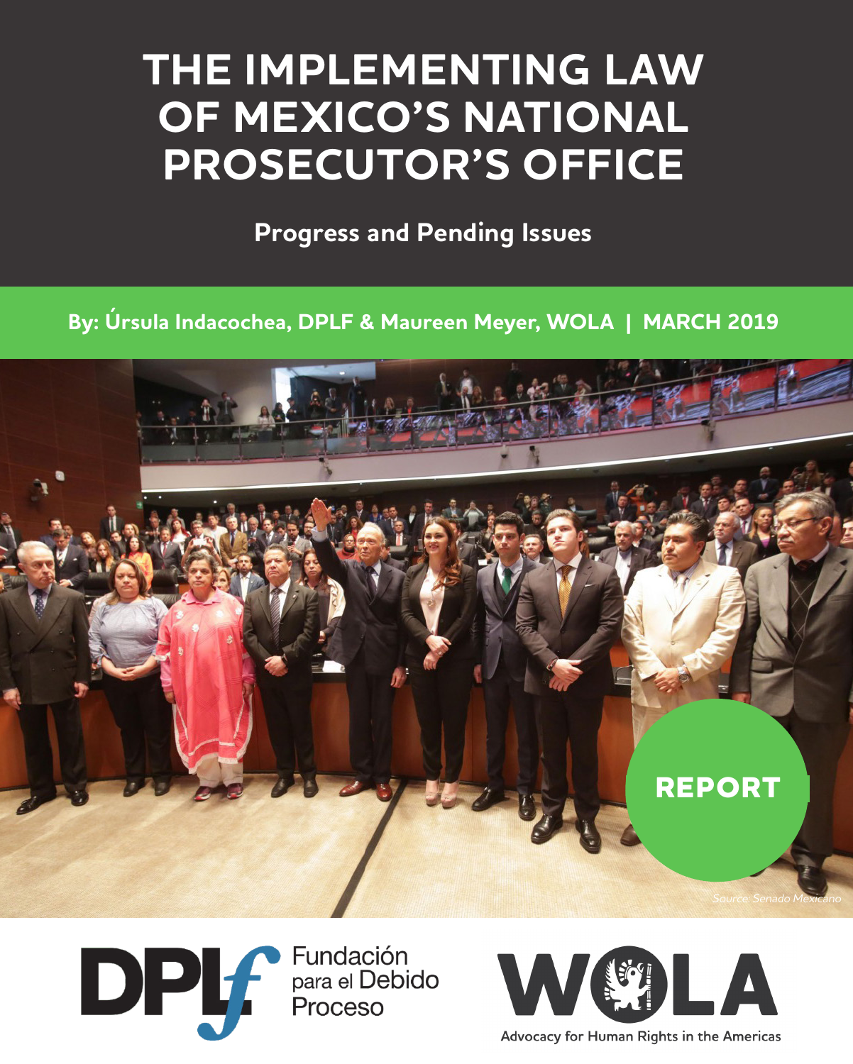# THE IMPLEMENTING LAW OF MEXICO'S NATIONAL PROSECUTOR'S OFFICE

## Progress and Pending Issues

**By: Úrsula Indacochea, DPLF & Maureen Meyer, WOLA | MARCH 2019**

*Source: Senado Mexicano*

**REPORT**

DPLf Fundación para el Debido Proceso

WOLA Advocacy for Human Rights in the Americas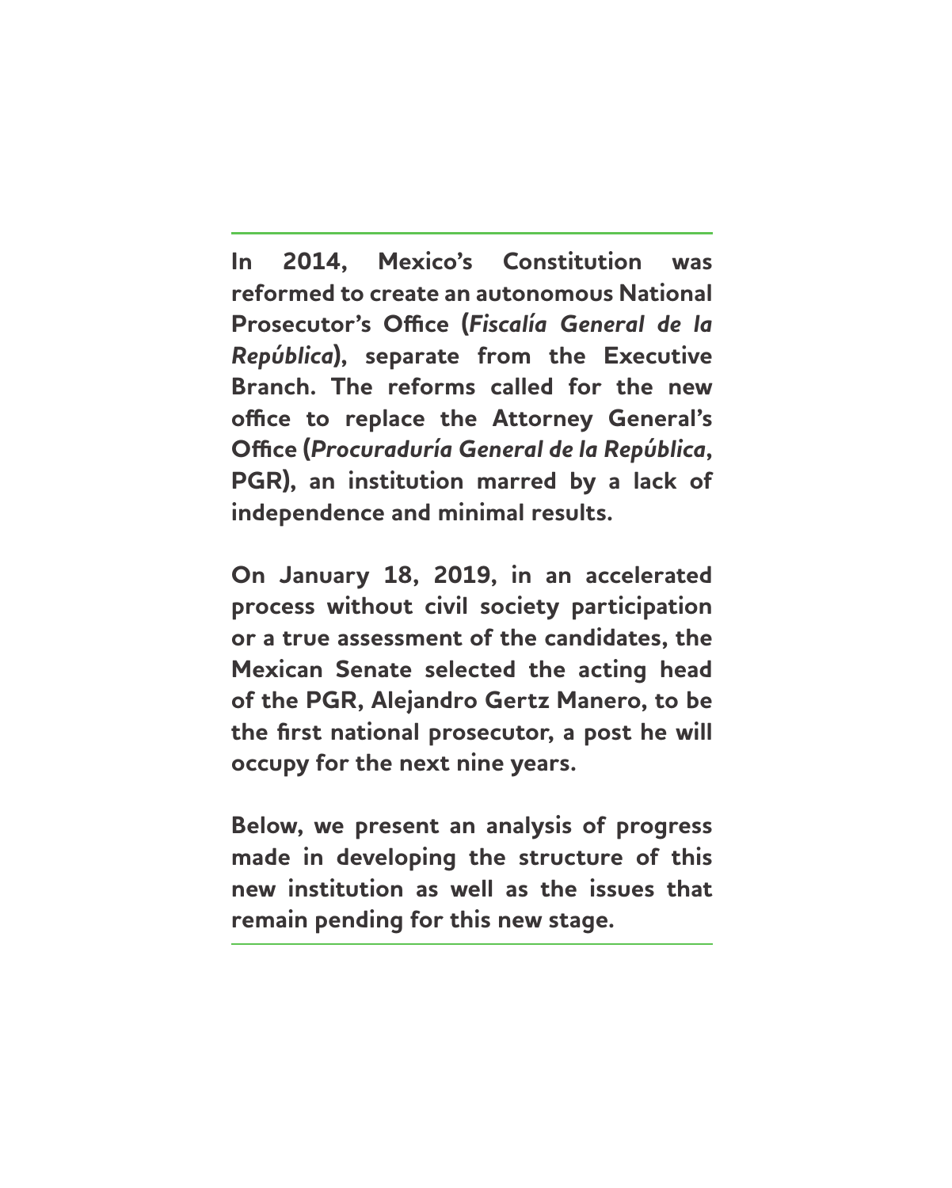**In 2014, Mexico's Constitution was reformed to create an autonomous National Prosecutor's Office (*Fiscalía General de la República*), separate from the Executive Branch. The reforms called for the new office to replace the Attorney General's Office (*Procuraduría General de la República*, PGR), an institution marred by a lack of independence and minimal results.**

**On January 18, 2019, in an accelerated process without civil society participation or a true assessment of the candidates, the Mexican Senate selected the acting head of the PGR, Alejandro Gertz Manero, to be the first national prosecutor, a post he will occupy for the next nine years.**

**Below, we present an analysis of progress made in developing the structure of this new institution as well as the issues that remain pending for this new stage.**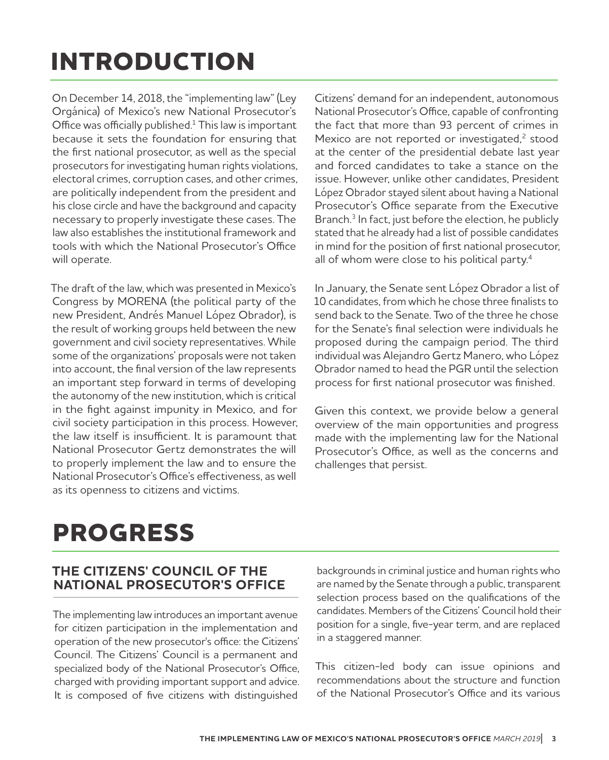# INTRODUCTION

On December 14, 2018, the "implementing law" (Ley Orgánica) of Mexico's new National Prosecutor's Office was officially published.[1] This law is important because it sets the foundation for ensuring that the first national prosecutor, as well as the special prosecutors for investigating human rights violations, electoral crimes, corruption cases, and other crimes, are politically independent from the president and his close circle and have the background and capacity necessary to properly investigate these cases. The law also establishes the institutional framework and tools with which the National Prosecutor's Office will operate.

The draft of the law, which was presented in Mexico's Congress by MORENA (the political party of the new President, Andrés Manuel López Obrador), is the result of working groups held between the new government and civil society representatives. While some of the organizations' proposals were not taken into account, the final version of the law represents an important step forward in terms of developing the autonomy of the new institution, which is critical in the fight against impunity in Mexico, and for civil society participation in this process. However, the law itself is insufficient. It is paramount that National Prosecutor Gertz demonstrates the will to properly implement the law and to ensure the National Prosecutor's Office's effectiveness, as well as its openness to citizens and victims.

Citizens' demand for an independent, autonomous National Prosecutor's Office, capable of confronting the fact that more than 93 percent of crimes in Mexico are not reported or investigated,[2] stood at the center of the presidential debate last year and forced candidates to take a stance on the issue. However, unlike other candidates, President López Obrador stayed silent about having a National Prosecutor's Office separate from the Executive Branch.[3] In fact, just before the election, he publicly stated that he already had a list of possible candidates in mind for the position of first national prosecutor, all of whom were close to his political party.[4]

In January, the Senate sent López Obrador a list of 10 candidates, from which he chose three finalists to send back to the Senate. Two of the three he chose for the Senate's final selection were individuals he proposed during the campaign period. The third individual was Alejandro Gertz Manero, who López Obrador named to head the PGR until the selection process for first national prosecutor was finished.

Given this context, we provide below a general overview of the main opportunities and progress made with the implementing law for the National Prosecutor's Office, as well as the concerns and challenges that persist.

# PROGRESS

## THE CITIZENS' COUNCIL OF THE NATIONAL PROSECUTOR'S OFFICE

The implementing law introduces an important avenue for citizen participation in the implementation and operation of the new prosecutor's office: the Citizens' Council. The Citizens' Council is a permanent and specialized body of the National Prosecutor's Office, charged with providing important support and advice. It is composed of five citizens with distinguished backgrounds in criminal justice and human rights who are named by the Senate through a public, transparent selection process based on the qualifications of the candidates. Members of the Citizens' Council hold their position for a single, five-year term, and are replaced in a staggered manner.

This citizen-led body can issue opinions and recommendations about the structure and function of the National Prosecutor's Office and its various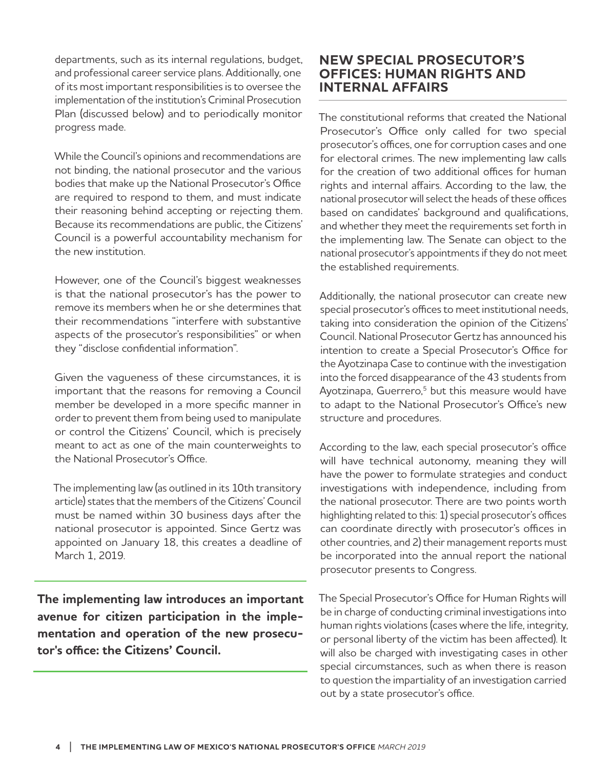departments, such as its internal regulations, budget, and professional career service plans. Additionally, one of its most important responsibilities is to oversee the implementation of the institution's Criminal Prosecution Plan (discussed below) and to periodically monitor progress made.

While the Council's opinions and recommendations are not binding, the national prosecutor and the various bodies that make up the National Prosecutor's Office are required to respond to them, and must indicate their reasoning behind accepting or rejecting them. Because its recommendations are public, the Citizens' Council is a powerful accountability mechanism for the new institution.

However, one of the Council's biggest weaknesses is that the national prosecutor's has the power to remove its members when he or she determines that their recommendations "interfere with substantive aspects of the prosecutor's responsibilities" or when they "disclose confidential information".

Given the vagueness of these circumstances, it is important that the reasons for removing a Council member be developed in a more specific manner in order to prevent them from being used to manipulate or control the Citizens' Council, which is precisely meant to act as one of the main counterweights to the National Prosecutor's Office.

The implementing law (as outlined in its 10th transitory article) states that the members of the Citizens' Council must be named within 30 business days after the national prosecutor is appointed. Since Gertz was appointed on January 18, this creates a deadline of March 1, 2019.

**The implementing law introduces an important avenue for citizen participation in the implementation and operation of the new prosecutor's office: the Citizens' Council.**

## NEW SPECIAL PROSECUTOR'S OFFICES: HUMAN RIGHTS AND INTERNAL AFFAIRS

The constitutional reforms that created the National Prosecutor's Office only called for two special prosecutor's offices, one for corruption cases and one for electoral crimes. The new implementing law calls for the creation of two additional offices for human rights and internal affairs. According to the law, the national prosecutor will select the heads of these offices based on candidates' background and qualifications, and whether they meet the requirements set forth in the implementing law. The Senate can object to the national prosecutor's appointments if they do not meet the established requirements.

Additionally, the national prosecutor can create new special prosecutor's offices to meet institutional needs, taking into consideration the opinion of the Citizens' Council. National Prosecutor Gertz has announced his intention to create a Special Prosecutor's Office for the Ayotzinapa Case to continue with the investigation into the forced disappearance of the 43 students from Ayotzinapa, Guerrero,[5] but this measure would have to adapt to the National Prosecutor's Office's new structure and procedures.

According to the law, each special prosecutor's office will have technical autonomy, meaning they will have the power to formulate strategies and conduct investigations with independence, including from the national prosecutor. There are two points worth highlighting related to this: 1) special prosecutor's offices can coordinate directly with prosecutor's offices in other countries, and 2) their management reports must be incorporated into the annual report the national prosecutor presents to Congress.

The Special Prosecutor's Office for Human Rights will be in charge of conducting criminal investigations into human rights violations (cases where the life, integrity, or personal liberty of the victim has been affected). It will also be charged with investigating cases in other special circumstances, such as when there is reason to question the impartiality of an investigation carried out by a state prosecutor's office.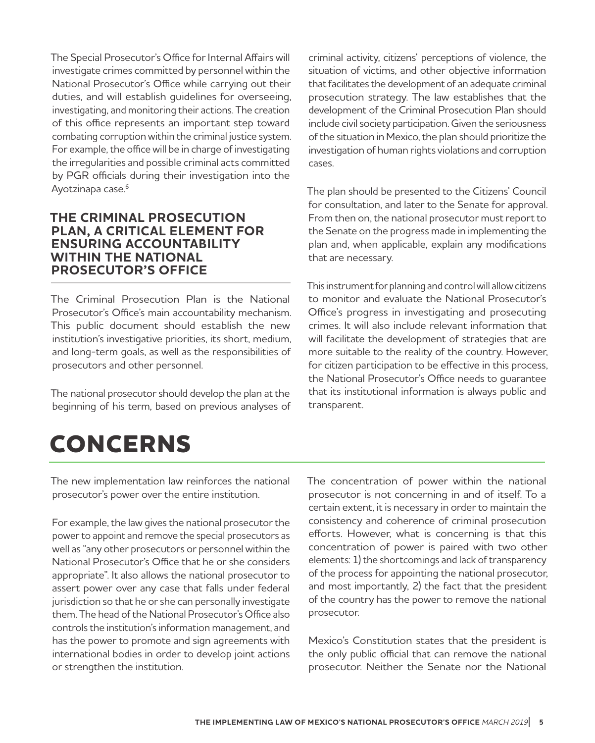The Special Prosecutor's Office for Internal Affairs will investigate crimes committed by personnel within the National Prosecutor's Office while carrying out their duties, and will establish guidelines for overseeing, investigating, and monitoring their actions. The creation of this office represents an important step toward combating corruption within the criminal justice system. For example, the office will be in charge of investigating the irregularities and possible criminal acts committed by PGR officials during their investigation into the Ayotzinapa case.[6]

### THE CRIMINAL PROSECUTION PLAN, A CRITICAL ELEMENT FOR ENSURING ACCOUNTABILITY WITHIN THE NATIONAL PROSECUTOR'S OFFICE

The Criminal Prosecution Plan is the National Prosecutor's Office's main accountability mechanism. This public document should establish the new institution's investigative priorities, its short, medium, and long-term goals, as well as the responsibilities of prosecutors and other personnel.

The national prosecutor should develop the plan at the beginning of his term, based on previous analyses of criminal activity, citizens' perceptions of violence, the situation of victims, and other objective information that facilitates the development of an adequate criminal prosecution strategy. The law establishes that the development of the Criminal Prosecution Plan should include civil society participation. Given the seriousness of the situation in Mexico, the plan should prioritize the investigation of human rights violations and corruption cases.

The plan should be presented to the Citizens' Council for consultation, and later to the Senate for approval. From then on, the national prosecutor must report to the Senate on the progress made in implementing the plan and, when applicable, explain any modifications that are necessary.

This instrument for planning and control will allow citizens to monitor and evaluate the National Prosecutor's Office's progress in investigating and prosecuting crimes. It will also include relevant information that will facilitate the development of strategies that are more suitable to the reality of the country. However, for citizen participation to be effective in this process, the National Prosecutor's Office needs to guarantee that its institutional information is always public and transparent.

## CONCERNS

The new implementation law reinforces the national prosecutor's power over the entire institution.

For example, the law gives the national prosecutor the power to appoint and remove the special prosecutors as well as "any other prosecutors or personnel within the National Prosecutor's Office that he or she considers appropriate". It also allows the national prosecutor to assert power over any case that falls under federal jurisdiction so that he or she can personally investigate them. The head of the National Prosecutor's Office also controls the institution's information management, and has the power to promote and sign agreements with international bodies in order to develop joint actions or strengthen the institution.

The concentration of power within the national prosecutor is not concerning in and of itself. To a certain extent, it is necessary in order to maintain the consistency and coherence of criminal prosecution efforts. However, what is concerning is that this concentration of power is paired with two other elements: 1) the shortcomings and lack of transparency of the process for appointing the national prosecutor, and most importantly, 2) the fact that the president of the country has the power to remove the national prosecutor.

Mexico's Constitution states that the president is the only public official that can remove the national prosecutor. Neither the Senate nor the National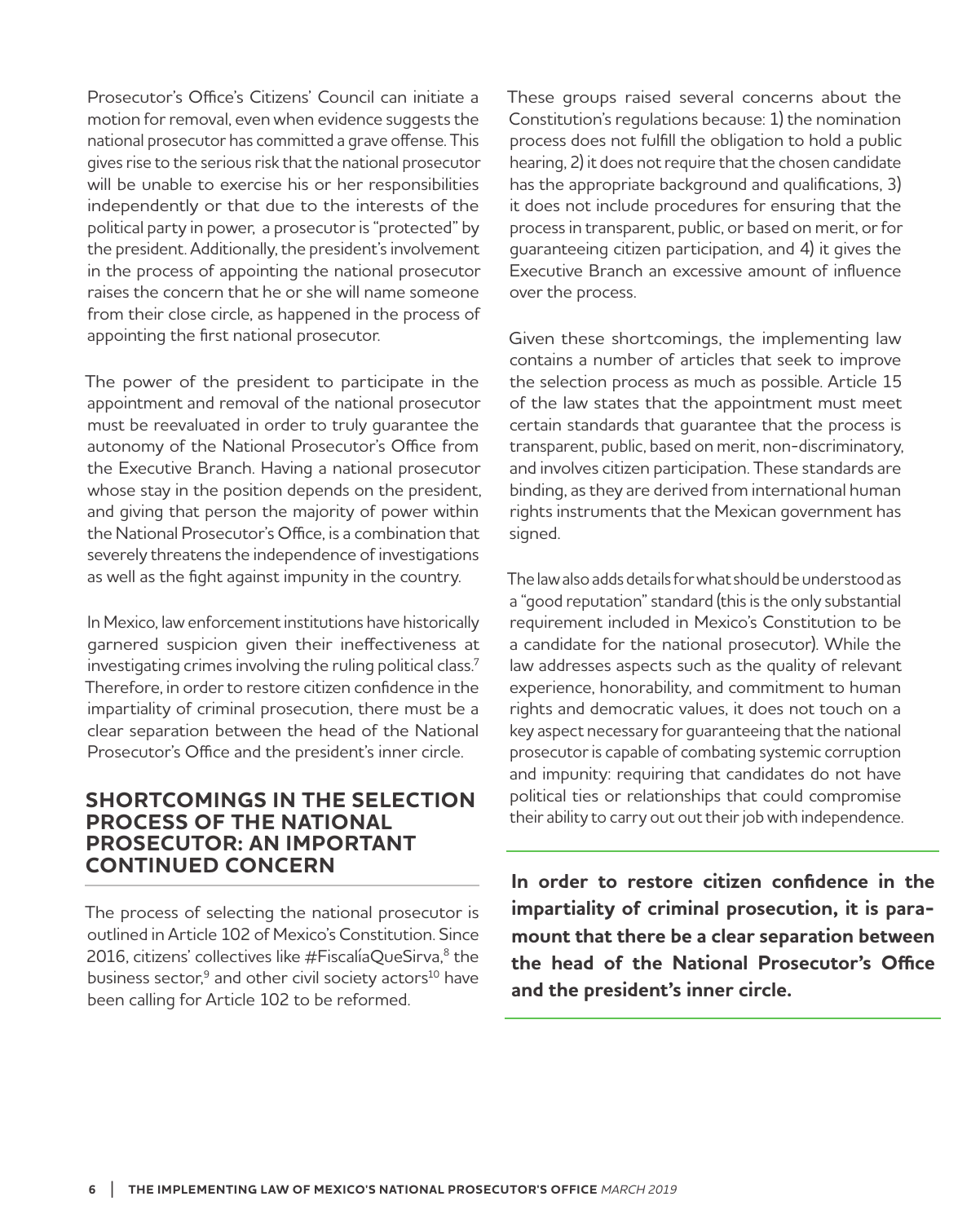Prosecutor's Office's Citizens' Council can initiate a motion for removal, even when evidence suggests the national prosecutor has committed a grave offense. This gives rise to the serious risk that the national prosecutor will be unable to exercise his or her responsibilities independently or that due to the interests of the political party in power, a prosecutor is "protected" by the president. Additionally, the president's involvement in the process of appointing the national prosecutor raises the concern that he or she will name someone from their close circle, as happened in the process of appointing the first national prosecutor.

The power of the president to participate in the appointment and removal of the national prosecutor must be reevaluated in order to truly guarantee the autonomy of the National Prosecutor's Office from the Executive Branch. Having a national prosecutor whose stay in the position depends on the president, and giving that person the majority of power within the National Prosecutor's Office, is a combination that severely threatens the independence of investigations as well as the fight against impunity in the country.

In Mexico, law enforcement institutions have historically garnered suspicion given their ineffectiveness at investigating crimes involving the ruling political class.[7] Therefore, in order to restore citizen confidence in the impartiality of criminal prosecution, there must be a clear separation between the head of the National Prosecutor's Office and the president's inner circle.

## SHORTCOMINGS IN THE SELECTION PROCESS OF THE NATIONAL PROSECUTOR: AN IMPORTANT CONTINUED CONCERN

The process of selecting the national prosecutor is outlined in Article 102 of Mexico's Constitution. Since 2016, citizens' collectives like #FiscalíaQueSirva,[8] the business sector,[9] and other civil society actors[10] have been calling for Article 102 to be reformed.

These groups raised several concerns about the Constitution's regulations because: 1) the nomination process does not fulfill the obligation to hold a public hearing, 2) it does not require that the chosen candidate has the appropriate background and qualifications, 3) it does not include procedures for ensuring that the process in transparent, public, or based on merit, or for guaranteeing citizen participation, and 4) it gives the Executive Branch an excessive amount of influence over the process.

Given these shortcomings, the implementing law contains a number of articles that seek to improve the selection process as much as possible. Article 15 of the law states that the appointment must meet certain standards that guarantee that the process is transparent, public, based on merit, non-discriminatory, and involves citizen participation. These standards are binding, as they are derived from international human rights instruments that the Mexican government has signed.

The law also adds details for what should be understood as a "good reputation" standard (this is the only substantial requirement included in Mexico's Constitution to be a candidate for the national prosecutor). While the law addresses aspects such as the quality of relevant experience, honorability, and commitment to human rights and democratic values, it does not touch on a key aspect necessary for guaranteeing that the national prosecutor is capable of combating systemic corruption and impunity: requiring that candidates do not have political ties or relationships that could compromise their ability to carry out out their job with independence.

**In order to restore citizen confidence in the impartiality of criminal prosecution, it is paramount that there be a clear separation between the head of the National Prosecutor's Office and the president's inner circle.**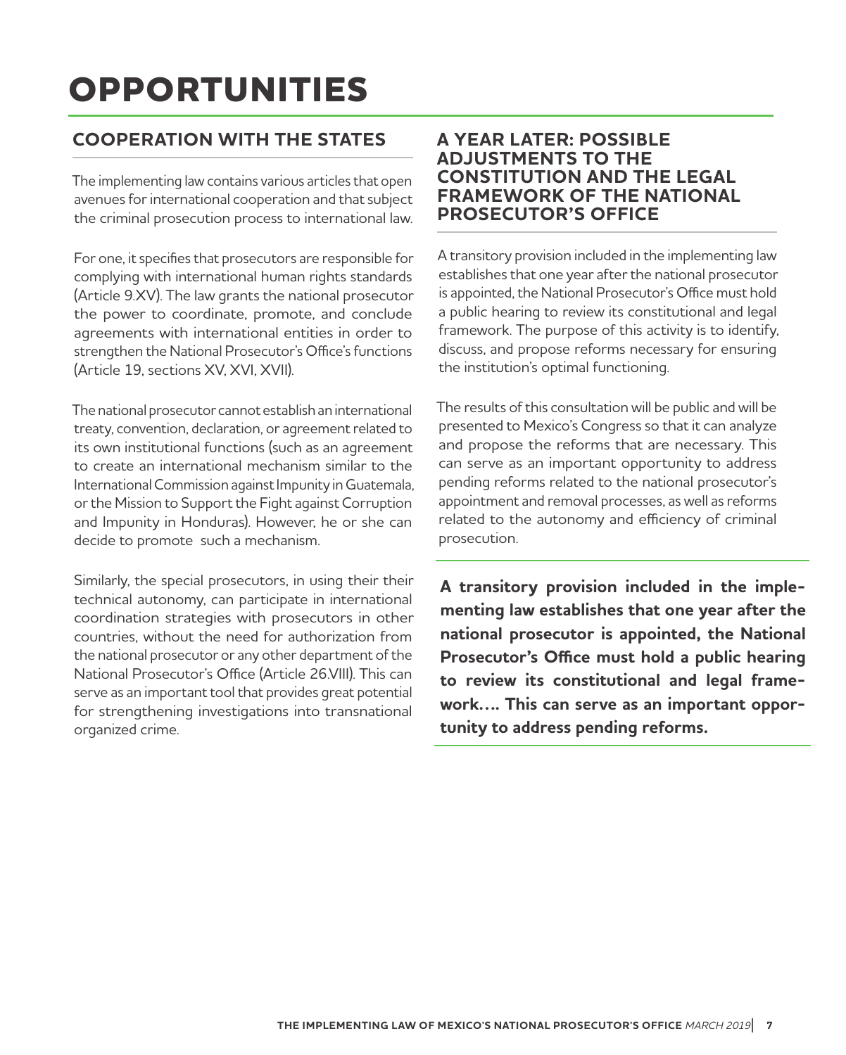# OPPORTUNITIES

## COOPERATION WITH THE STATES

The implementing law contains various articles that open avenues for international cooperation and that subject the criminal prosecution process to international law.

For one, it specifies that prosecutors are responsible for complying with international human rights standards (Article 9.XV). The law grants the national prosecutor the power to coordinate, promote, and conclude agreements with international entities in order to strengthen the National Prosecutor's Office's functions (Article 19, sections XV, XVI, XVII).

The national prosecutor cannot establish an international treaty, convention, declaration, or agreement related to its own institutional functions (such as an agreement to create an international mechanism similar to the International Commission against Impunity in Guatemala, or the Mission to Support the Fight against Corruption and Impunity in Honduras). However, he or she can decide to promote such a mechanism.

Similarly, the special prosecutors, in using their their technical autonomy, can participate in international coordination strategies with prosecutors in other countries, without the need for authorization from the national prosecutor or any other department of the National Prosecutor's Office (Article 26.VIII). This can serve as an important tool that provides great potential for strengthening investigations into transnational organized crime.

## A YEAR LATER: POSSIBLE ADJUSTMENTS TO THE CONSTITUTION AND THE LEGAL FRAMEWORK OF THE NATIONAL PROSECUTOR'S OFFICE

A transitory provision included in the implementing law establishes that one year after the national prosecutor is appointed, the National Prosecutor's Office must hold a public hearing to review its constitutional and legal framework. The purpose of this activity is to identify, discuss, and propose reforms necessary for ensuring the institution's optimal functioning.

The results of this consultation will be public and will be presented to Mexico's Congress so that it can analyze and propose the reforms that are necessary. This can serve as an important opportunity to address pending reforms related to the national prosecutor's appointment and removal processes, as well as reforms related to the autonomy and efficiency of criminal prosecution.

**A transitory provision included in the implementing law establishes that one year after the national prosecutor is appointed, the National Prosecutor's Office must hold a public hearing to review its constitutional and legal framework…. This can serve as an important opportunity to address pending reforms.**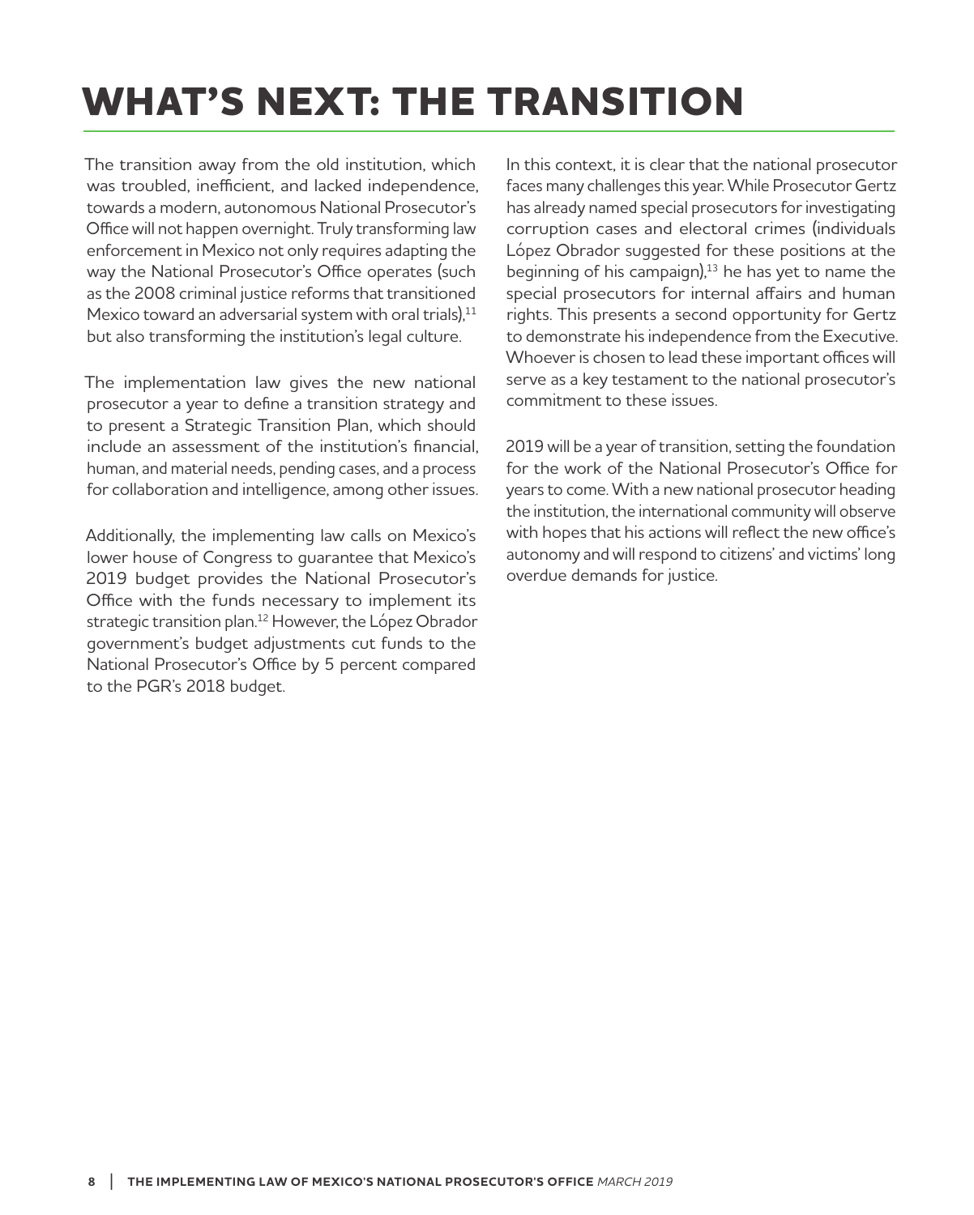# WHAT'S NEXT: THE TRANSITION

The transition away from the old institution, which was troubled, inefficient, and lacked independence, towards a modern, autonomous National Prosecutor's Office will not happen overnight. Truly transforming law enforcement in Mexico not only requires adapting the way the National Prosecutor's Office operates (such as the 2008 criminal justice reforms that transitioned Mexico toward an adversarial system with oral trials),[11] but also transforming the institution's legal culture.

The implementation law gives the new national prosecutor a year to define a transition strategy and to present a Strategic Transition Plan, which should include an assessment of the institution's financial, human, and material needs, pending cases, and a process for collaboration and intelligence, among other issues.

Additionally, the implementing law calls on Mexico's lower house of Congress to guarantee that Mexico's 2019 budget provides the National Prosecutor's Office with the funds necessary to implement its strategic transition plan.[12] However, the López Obrador government's budget adjustments cut funds to the National Prosecutor's Office by 5 percent compared to the PGR's 2018 budget.

In this context, it is clear that the national prosecutor faces many challenges this year. While Prosecutor Gertz has already named special prosecutors for investigating corruption cases and electoral crimes (individuals López Obrador suggested for these positions at the beginning of his campaign),[13] he has yet to name the special prosecutors for internal affairs and human rights. This presents a second opportunity for Gertz to demonstrate his independence from the Executive. Whoever is chosen to lead these important offices will serve as a key testament to the national prosecutor's commitment to these issues.

2019 will be a year of transition, setting the foundation for the work of the National Prosecutor's Office for years to come. With a new national prosecutor heading the institution, the international community will observe with hopes that his actions will reflect the new office's autonomy and will respond to citizens' and victims' long overdue demands for justice.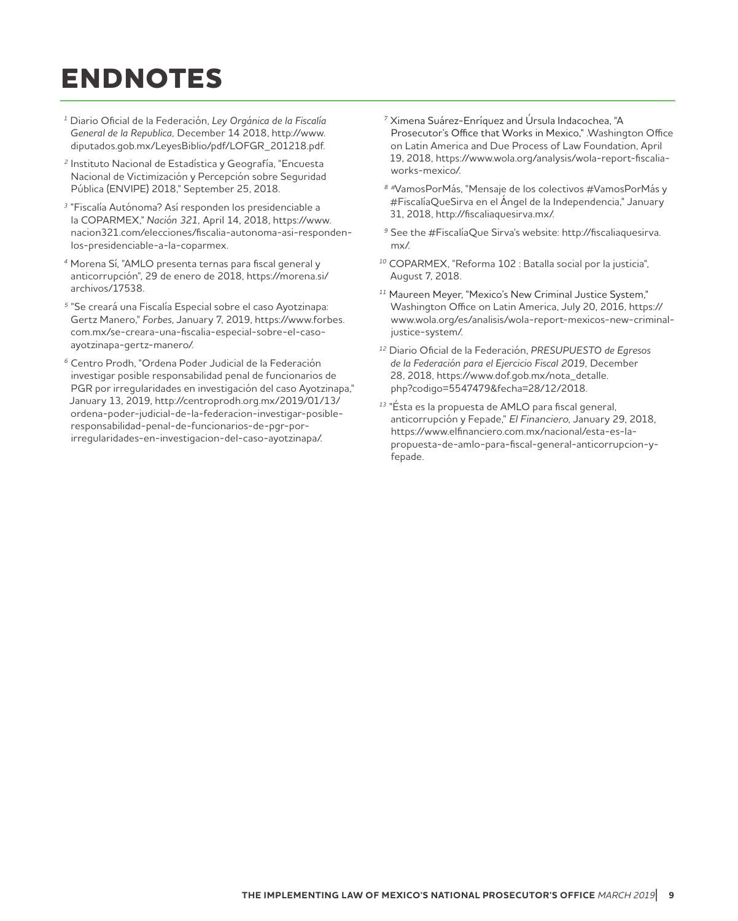# ENDNOTES

[1] Diario Oficial de la Federación, *Ley Orgánica de la Fiscalía General de la Republica*, December 14 2018, http://www.diputados.gob.mx/LeyesBiblio/pdf/LOFGR_201218.pdf.

[2] Instituto Nacional de Estadística y Geografía, "Encuesta Nacional de Victimización y Percepción sobre Seguridad Pública (ENVIPE) 2018," September 25, 2018.

[3] "Fiscalía Autónoma? Así responden los presidenciable a la COPARMEX," *Nación 321*, April 14, 2018, https://www.nacion321.com/elecciones/fiscalia-autonoma-asi-responden-los-presidenciable-a-la-coparmex.

[4] Morena Sí, "AMLO presenta ternas para fiscal general y anticorrupción", 29 de enero de 2018, https://morena.si/archivos/17538.

[5] "Se creará una Fiscalía Especial sobre el caso Ayotzinapa: Gertz Manero," *Forbes*, January 7, 2019, https://www.forbes.com.mx/se-creara-una-fiscalia-especial-sobre-el-caso-ayotzinapa-gertz-manero/.

[6] Centro Prodh, "Ordena Poder Judicial de la Federación investigar posible responsabilidad penal de funcionarios de PGR por irregularidades en investigación del caso Ayotzinapa," January 13, 2019, http://centroprodh.org.mx/2019/01/13/ordena-poder-judicial-de-la-federacion-investigar-posible-responsabilidad-penal-de-funcionarios-de-pgr-por-irregularidades-en-investigacion-del-caso-ayotzinapa/.

[7] Ximena Suárez-Enríquez and Úrsula Indacochea, "A Prosecutor's Office that Works in Mexico," .Washington Office on Latin America and Due Process of Law Foundation, April 19, 2018, https://www.wola.org/analysis/wola-report-fiscalia-works-mexico/.

[8] #VamosPorMás, "Mensaje de los colectivos #VamosPorMás y #FiscalíaQueSirva en el Ángel de la Independencia," January 31, 2018, http://fiscaliaquesirva.mx/.

[9] See the #FiscalíaQue Sirva's website: http://fiscaliaquesirva.mx/.

[10] COPARMEX, "Reforma 102 : Batalla social por la justicia", August 7, 2018.

[11] Maureen Meyer, "Mexico's New Criminal Justice System," Washington Office on Latin America, July 20, 2016, https://www.wola.org/es/analisis/wola-report-mexicos-new-criminal-justice-system/.

[12] Diario Oficial de la Federación, *PRESUPUESTO de Egresos de la Federación para el Ejercicio Fiscal 2019*, December 28, 2018, https://www.dof.gob.mx/nota_detalle.php?codigo=5547479&fecha=28/12/2018.

[13] "Ésta es la propuesta de AMLO para fiscal general, anticorrupción y Fepade," *El Financiero*, January 29, 2018, https://www.elfinanciero.com.mx/nacional/esta-es-la-propuesta-de-amlo-para-fiscal-general-anticorrupcion-y-fepade.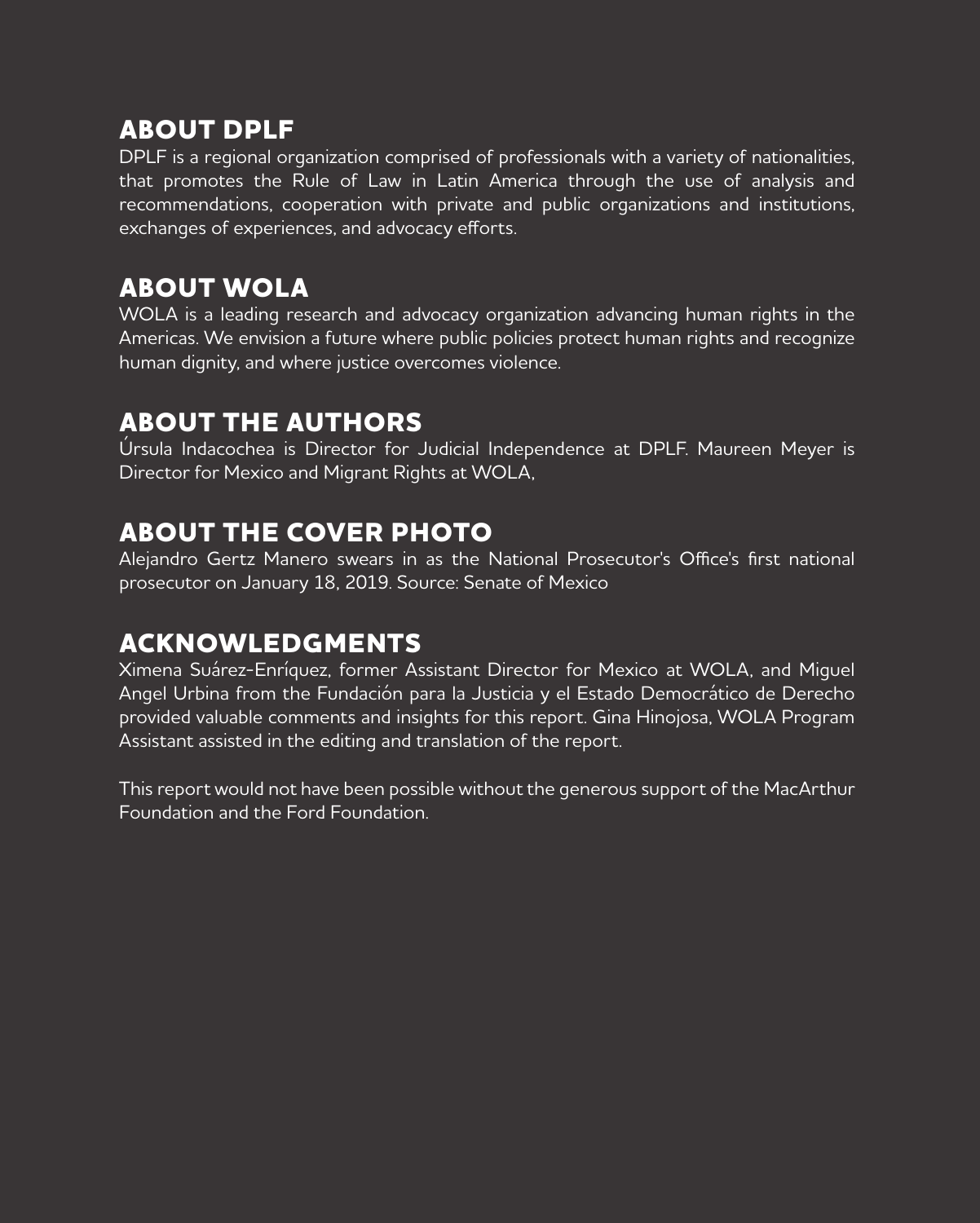## ABOUT DPLF

DPLF is a regional organization comprised of professionals with a variety of nationalities, that promotes the Rule of Law in Latin America through the use of analysis and recommendations, cooperation with private and public organizations and institutions, exchanges of experiences, and advocacy efforts.

## ABOUT WOLA

WOLA is a leading research and advocacy organization advancing human rights in the Americas. We envision a future where public policies protect human rights and recognize human dignity, and where justice overcomes violence.

## ABOUT THE AUTHORS

Úrsula Indacochea is Director for Judicial Independence at DPLF. Maureen Meyer is Director for Mexico and Migrant Rights at WOLA,

## ABOUT THE COVER PHOTO

Alejandro Gertz Manero swears in as the National Prosecutor's Office's first national prosecutor on January 18, 2019. Source: Senate of Mexico

## ACKNOWLEDGMENTS

Ximena Suárez-Enríquez, former Assistant Director for Mexico at WOLA, and Miguel Angel Urbina from the Fundación para la Justicia y el Estado Democrático de Derecho provided valuable comments and insights for this report. Gina Hinojosa, WOLA Program Assistant assisted in the editing and translation of the report.

This report would not have been possible without the generous support of the MacArthur Foundation and the Ford Foundation.